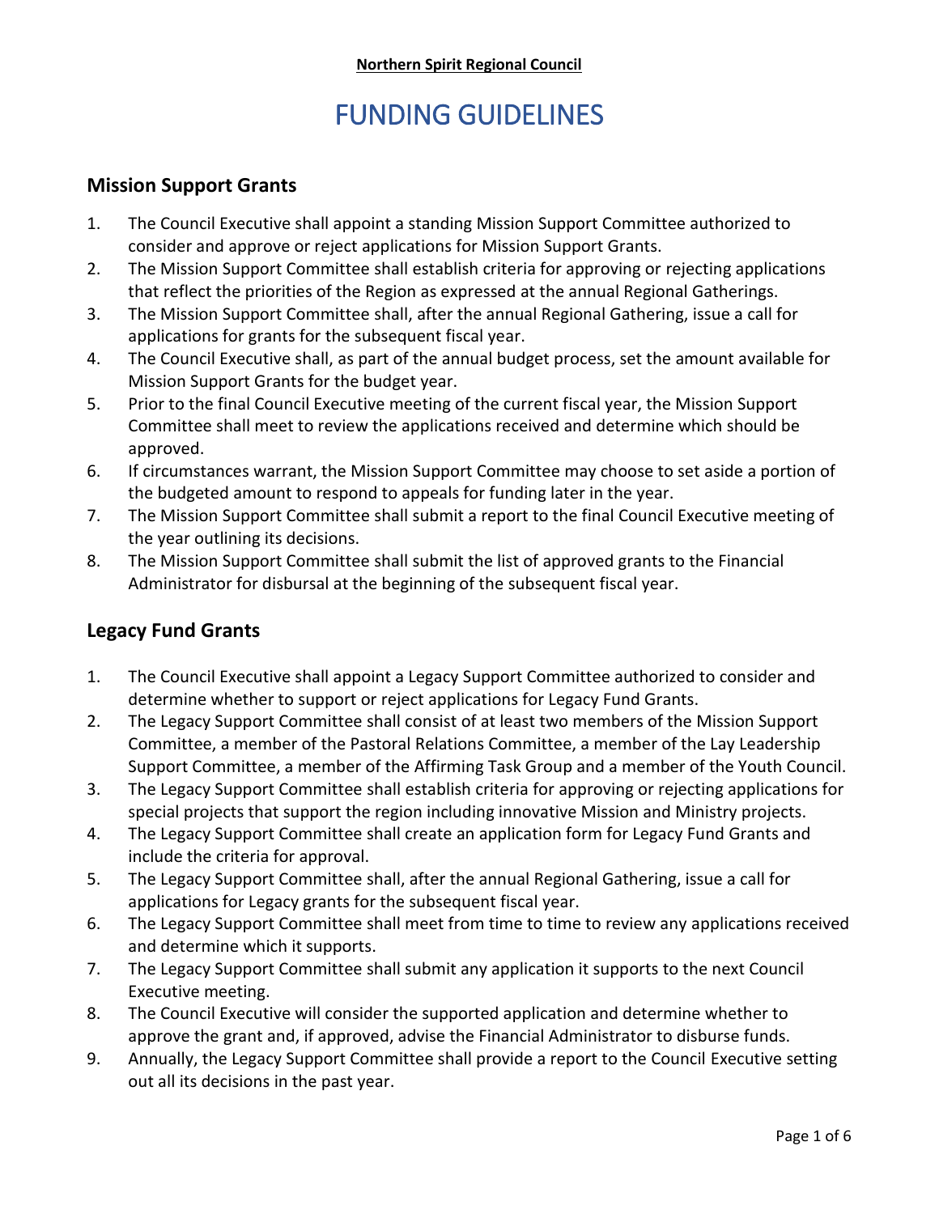**Northern Spirit Regional Council**

# FUNDING GUIDELINES

## Mission Support Grants

1. The Council Executive shall appoint a standing Mission Support Committee authorized to consider and approve or reject applications for Mission Support Grants.
2. The Mission Support Committee shall establish criteria for approving or rejecting applications that reflect the priorities of the Region as expressed at the annual Regional Gatherings.
3. The Mission Support Committee shall, after the annual Regional Gathering, issue a call for applications for grants for the subsequent fiscal year.
4. The Council Executive shall, as part of the annual budget process, set the amount available for Mission Support Grants for the budget year.
5. Prior to the final Council Executive meeting of the current fiscal year, the Mission Support Committee shall meet to review the applications received and determine which should be approved.
6. If circumstances warrant, the Mission Support Committee may choose to set aside a portion of the budgeted amount to respond to appeals for funding later in the year.
7. The Mission Support Committee shall submit a report to the final Council Executive meeting of the year outlining its decisions.
8. The Mission Support Committee shall submit the list of approved grants to the Financial Administrator for disbursal at the beginning of the subsequent fiscal year.

## Legacy Fund Grants

1. The Council Executive shall appoint a Legacy Support Committee authorized to consider and determine whether to support or reject applications for Legacy Fund Grants.
2. The Legacy Support Committee shall consist of at least two members of the Mission Support Committee, a member of the Pastoral Relations Committee, a member of the Lay Leadership Support Committee, a member of the Affirming Task Group and a member of the Youth Council.
3. The Legacy Support Committee shall establish criteria for approving or rejecting applications for special projects that support the region including innovative Mission and Ministry projects.
4. The Legacy Support Committee shall create an application form for Legacy Fund Grants and include the criteria for approval.
5. The Legacy Support Committee shall, after the annual Regional Gathering, issue a call for applications for Legacy grants for the subsequent fiscal year.
6. The Legacy Support Committee shall meet from time to time to review any applications received and determine which it supports.
7. The Legacy Support Committee shall submit any application it supports to the next Council Executive meeting.
8. The Council Executive will consider the supported application and determine whether to approve the grant and, if approved, advise the Financial Administrator to disburse funds.
9. Annually, the Legacy Support Committee shall provide a report to the Council Executive setting out all its decisions in the past year.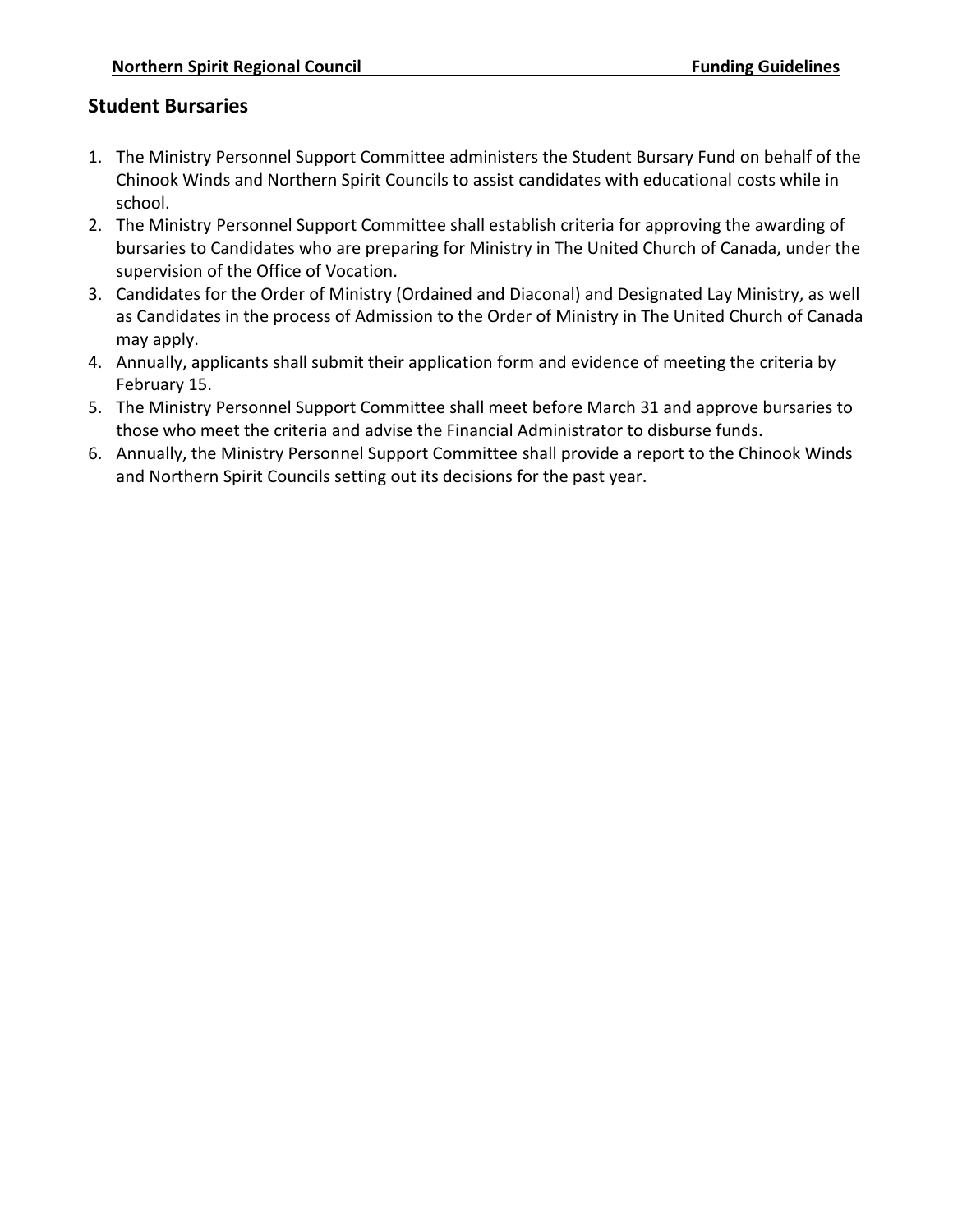## Student Bursaries

1. The Ministry Personnel Support Committee administers the Student Bursary Fund on behalf of the Chinook Winds and Northern Spirit Councils to assist candidates with educational costs while in school.
2. The Ministry Personnel Support Committee shall establish criteria for approving the awarding of bursaries to Candidates who are preparing for Ministry in The United Church of Canada, under the supervision of the Office of Vocation.
3. Candidates for the Order of Ministry (Ordained and Diaconal) and Designated Lay Ministry, as well as Candidates in the process of Admission to the Order of Ministry in The United Church of Canada may apply.
4. Annually, applicants shall submit their application form and evidence of meeting the criteria by February 15.
5. The Ministry Personnel Support Committee shall meet before March 31 and approve bursaries to those who meet the criteria and advise the Financial Administrator to disburse funds.
6. Annually, the Ministry Personnel Support Committee shall provide a report to the Chinook Winds and Northern Spirit Councils setting out its decisions for the past year.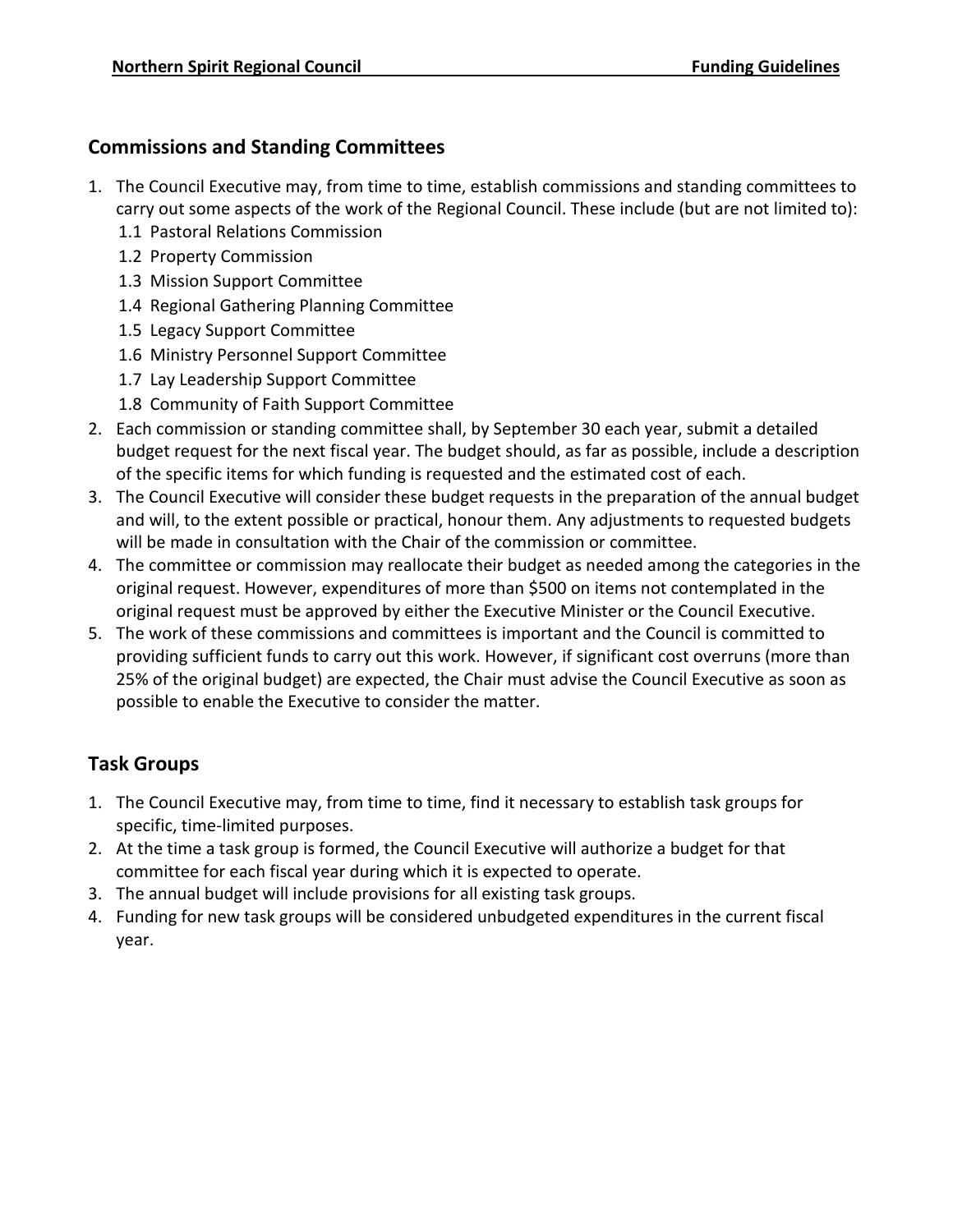## Commissions and Standing Committees

1. The Council Executive may, from time to time, establish commissions and standing committees to carry out some aspects of the work of the Regional Council. These include (but are not limited to):
   - 1.1 Pastoral Relations Commission
   - 1.2 Property Commission
   - 1.3 Mission Support Committee
   - 1.4 Regional Gathering Planning Committee
   - 1.5 Legacy Support Committee
   - 1.6 Ministry Personnel Support Committee
   - 1.7 Lay Leadership Support Committee
   - 1.8 Community of Faith Support Committee
2. Each commission or standing committee shall, by September 30 each year, submit a detailed budget request for the next fiscal year. The budget should, as far as possible, include a description of the specific items for which funding is requested and the estimated cost of each.
3. The Council Executive will consider these budget requests in the preparation of the annual budget and will, to the extent possible or practical, honour them. Any adjustments to requested budgets will be made in consultation with the Chair of the commission or committee.
4. The committee or commission may reallocate their budget as needed among the categories in the original request. However, expenditures of more than $500 on items not contemplated in the original request must be approved by either the Executive Minister or the Council Executive.
5. The work of these commissions and committees is important and the Council is committed to providing sufficient funds to carry out this work. However, if significant cost overruns (more than 25% of the original budget) are expected, the Chair must advise the Council Executive as soon as possible to enable the Executive to consider the matter.

## Task Groups

1. The Council Executive may, from time to time, find it necessary to establish task groups for specific, time-limited purposes.
2. At the time a task group is formed, the Council Executive will authorize a budget for that committee for each fiscal year during which it is expected to operate.
3. The annual budget will include provisions for all existing task groups.
4. Funding for new task groups will be considered unbudgeted expenditures in the current fiscal year.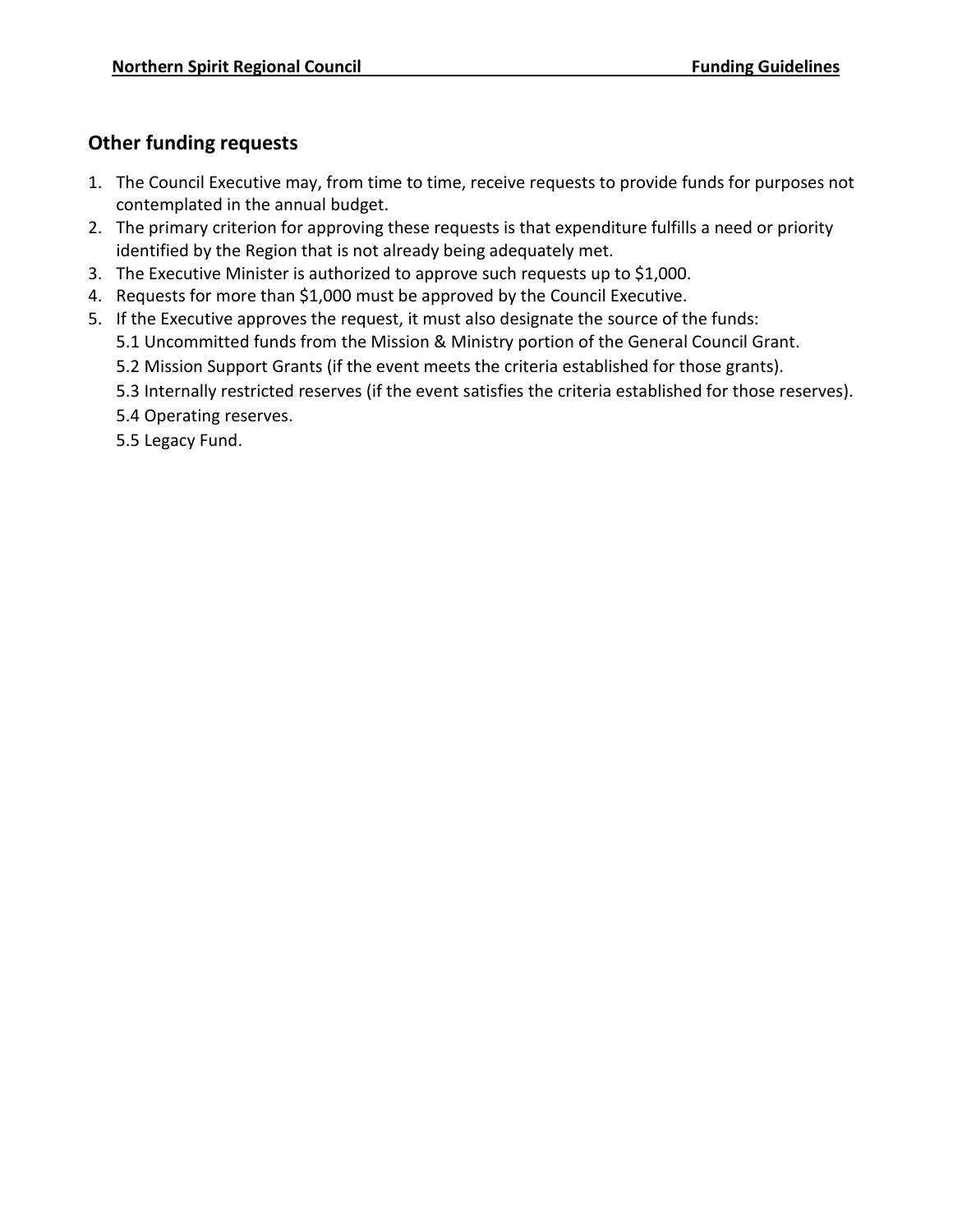## Other funding requests

1. The Council Executive may, from time to time, receive requests to provide funds for purposes not contemplated in the annual budget.
2. The primary criterion for approving these requests is that expenditure fulfills a need or priority identified by the Region that is not already being adequately met.
3. The Executive Minister is authorized to approve such requests up to $1,000.
4. Requests for more than $1,000 must be approved by the Council Executive.
5. If the Executive approves the request, it must also designate the source of the funds:
   - 5.1 Uncommitted funds from the Mission & Ministry portion of the General Council Grant.
   - 5.2 Mission Support Grants (if the event meets the criteria established for those grants).
   - 5.3 Internally restricted reserves (if the event satisfies the criteria established for those reserves).
   - 5.4 Operating reserves.
   - 5.5 Legacy Fund.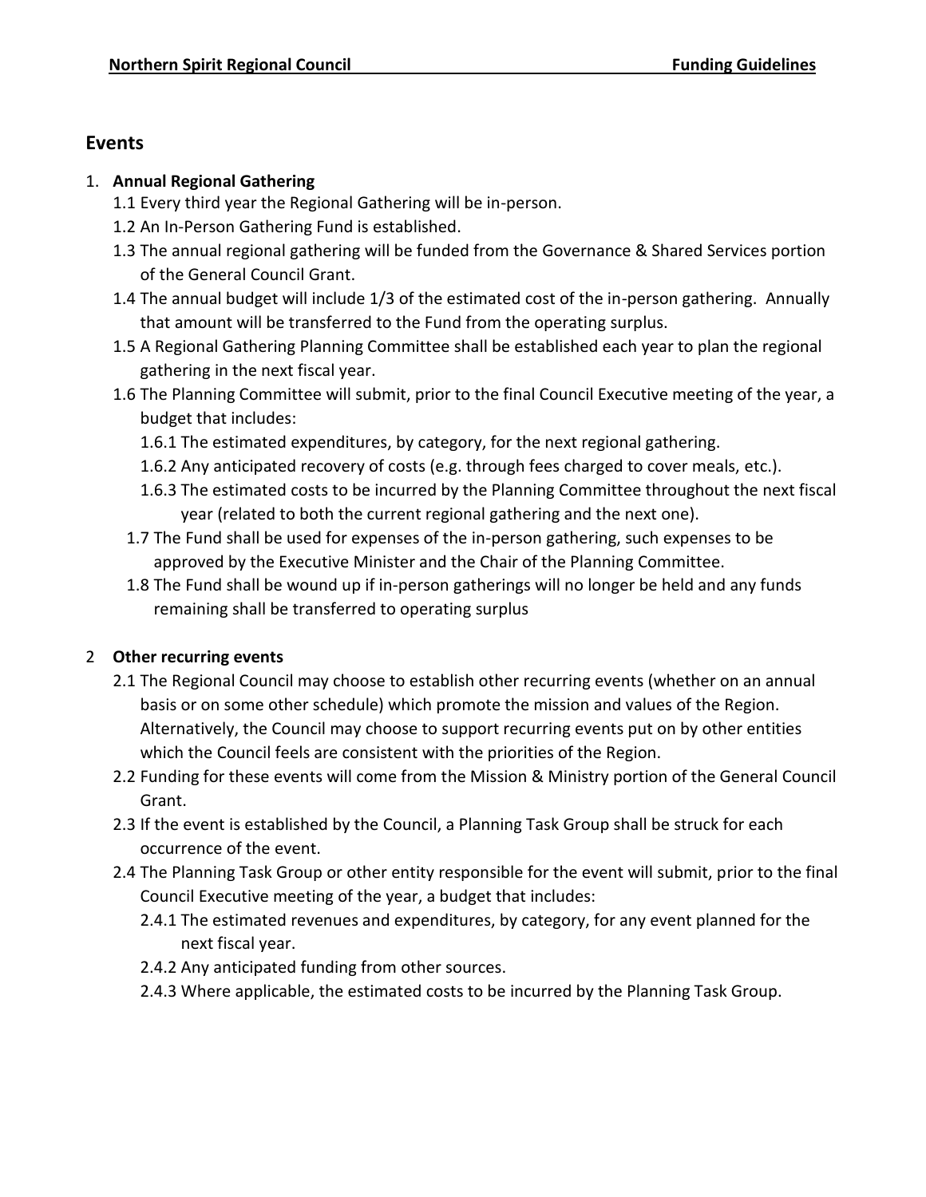## Events

1. **Annual Regional Gathering**
   - 1.1 Every third year the Regional Gathering will be in-person.
   - 1.2 An In-Person Gathering Fund is established.
   - 1.3 The annual regional gathering will be funded from the Governance & Shared Services portion of the General Council Grant.
   - 1.4 The annual budget will include 1/3 of the estimated cost of the in-person gathering. Annually that amount will be transferred to the Fund from the operating surplus.
   - 1.5 A Regional Gathering Planning Committee shall be established each year to plan the regional gathering in the next fiscal year.
   - 1.6 The Planning Committee will submit, prior to the final Council Executive meeting of the year, a budget that includes:
     - 1.6.1 The estimated expenditures, by category, for the next regional gathering.
     - 1.6.2 Any anticipated recovery of costs (e.g. through fees charged to cover meals, etc.).
     - 1.6.3 The estimated costs to be incurred by the Planning Committee throughout the next fiscal year (related to both the current regional gathering and the next one).
   - 1.7 The Fund shall be used for expenses of the in-person gathering, such expenses to be approved by the Executive Minister and the Chair of the Planning Committee.
   - 1.8 The Fund shall be wound up if in-person gatherings will no longer be held and any funds remaining shall be transferred to operating surplus

2. **Other recurring events**
   - 2.1 The Regional Council may choose to establish other recurring events (whether on an annual basis or on some other schedule) which promote the mission and values of the Region. Alternatively, the Council may choose to support recurring events put on by other entities which the Council feels are consistent with the priorities of the Region.
   - 2.2 Funding for these events will come from the Mission & Ministry portion of the General Council Grant.
   - 2.3 If the event is established by the Council, a Planning Task Group shall be struck for each occurrence of the event.
   - 2.4 The Planning Task Group or other entity responsible for the event will submit, prior to the final Council Executive meeting of the year, a budget that includes:
     - 2.4.1 The estimated revenues and expenditures, by category, for any event planned for the next fiscal year.
     - 2.4.2 Any anticipated funding from other sources.
     - 2.4.3 Where applicable, the estimated costs to be incurred by the Planning Task Group.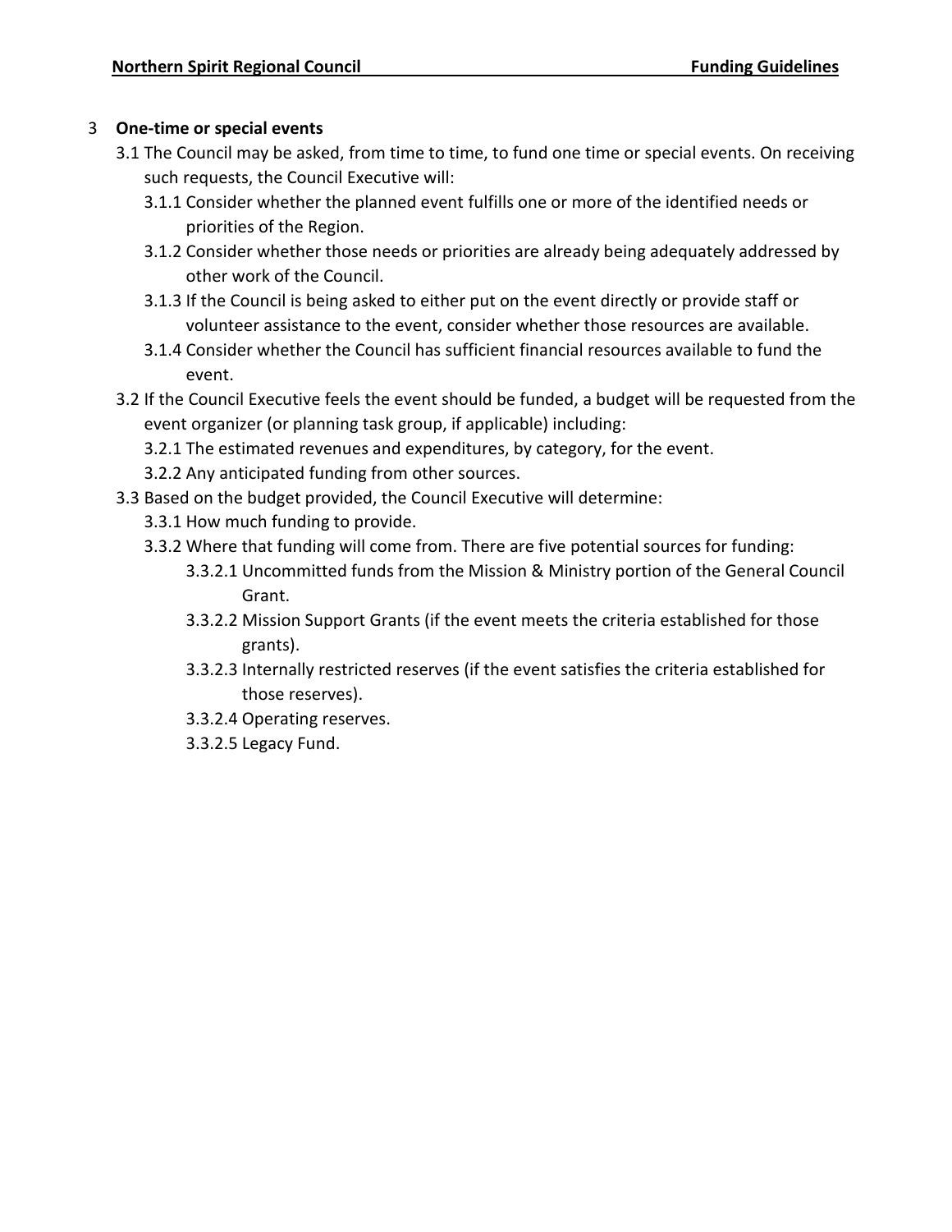## 3 One-time or special events

3.1 The Council may be asked, from time to time, to fund one time or special events. On receiving such requests, the Council Executive will:

3.1.1 Consider whether the planned event fulfills one or more of the identified needs or priorities of the Region.

3.1.2 Consider whether those needs or priorities are already being adequately addressed by other work of the Council.

3.1.3 If the Council is being asked to either put on the event directly or provide staff or volunteer assistance to the event, consider whether those resources are available.

3.1.4 Consider whether the Council has sufficient financial resources available to fund the event.

3.2 If the Council Executive feels the event should be funded, a budget will be requested from the event organizer (or planning task group, if applicable) including:

3.2.1 The estimated revenues and expenditures, by category, for the event.

3.2.2 Any anticipated funding from other sources.

3.3 Based on the budget provided, the Council Executive will determine:

3.3.1 How much funding to provide.

3.3.2 Where that funding will come from. There are five potential sources for funding:

3.3.2.1 Uncommitted funds from the Mission & Ministry portion of the General Council Grant.

3.3.2.2 Mission Support Grants (if the event meets the criteria established for those grants).

3.3.2.3 Internally restricted reserves (if the event satisfies the criteria established for those reserves).

3.3.2.4 Operating reserves.

3.3.2.5 Legacy Fund.